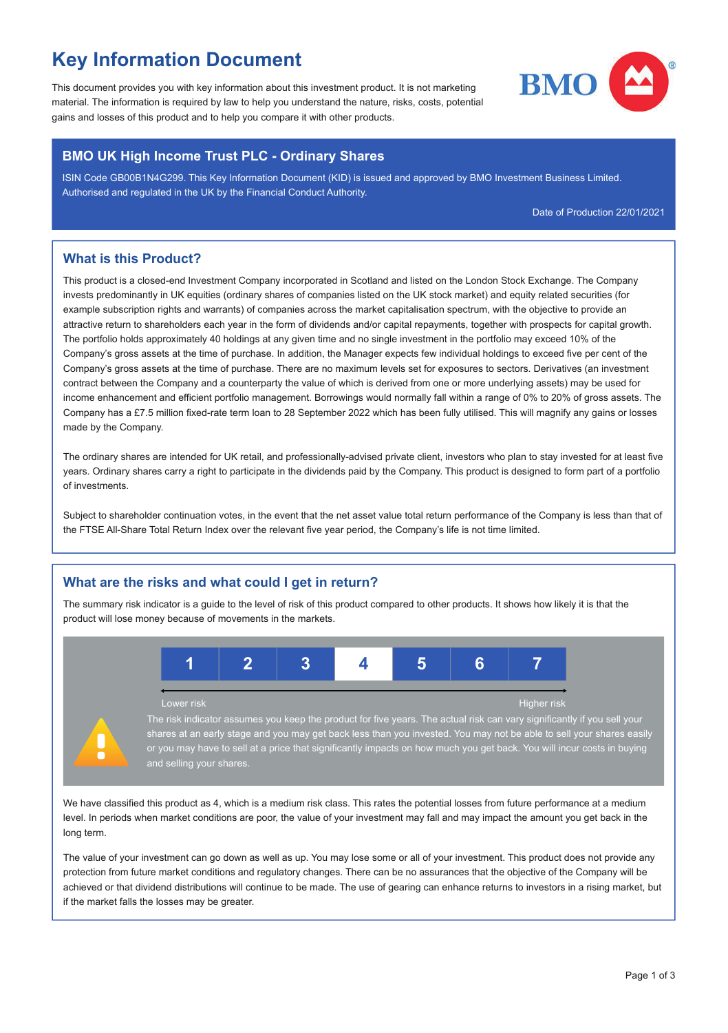# Key Information Document

This document provides you with key information about this investment product. It is not marketing material. The information is required by law to help you understand the nature, risks, costs, potential gains and losses of this product and to help you compare it with other products.

## BMO UK High Income Trust PLC - Ordinary Shares

ISIN Code GB00B1N4G299. This Key Information Document (KID) is issued and approved by BMO Investment Business Limited. Authorised and regulated in the UK by the Financial Conduct Authority.

Date of Production 22/01/2021

## What is this Product?

This product is a closed-end Investment Company incorporated in Scotland and listed on the London Stock Exchange. The Company invests predominantly in UK equities (ordinary shares of companies listed on the UK stock market) and equity related securities (for example subscription rights and warrants) of companies across the market capitalisation spectrum, with the objective to provide an attractive return to shareholders each year in the form of dividends and/or capital repayments, together with prospects for capital growth. The portfolio holds approximately 40 holdings at any given time and no single investment in the portfolio may exceed 10% of the Company's gross assets at the time of purchase. In addition, the Manager expects few individual holdings to exceed five per cent of the Company's gross assets at the time of purchase. There are no maximum levels set for exposures to sectors. Derivatives (an investment contract between the Company and a counterparty the value of which is derived from one or more underlying assets) may be used for income enhancement and efficient portfolio management. Borrowings would normally fall within a range of 0% to 20% of gross assets. The Company has a £7.5 million fixed-rate term loan to 28 September 2022 which has been fully utilised. This will magnify any gains or losses made by the Company.

The ordinary shares are intended for UK retail, and professionally-advised private client, investors who plan to stay invested for at least five years. Ordinary shares carry a right to participate in the dividends paid by the Company. This product is designed to form part of a portfolio of investments.

Subject to shareholder continuation votes, in the event that the net asset value total return performance of the Company is less than that of the FTSE All-Share Total Return Index over the relevant five year period, the Company's life is not time limited.

## What are the risks and what could I get in return?

The summary risk indicator is a guide to the level of risk of this product compared to other products. It shows how likely it is that the product will lose money because of movements in the markets.

1 2 3 **4** 5 6 7

Lower risk — Higher risk

The risk indicator assumes you keep the product for five years. The actual risk can vary significantly if you sell your shares at an early stage and you may get back less than you invested. You may not be able to sell your shares easily or you may have to sell at a price that significantly impacts on how much you get back. You will incur costs in buying and selling your shares.

We have classified this product as 4, which is a medium risk class. This rates the potential losses from future performance at a medium level. In periods when market conditions are poor, the value of your investment may fall and may impact the amount you get back in the long term.

The value of your investment can go down as well as up. You may lose some or all of your investment. This product does not provide any protection from future market conditions and regulatory changes. There can be no assurances that the objective of the Company will be achieved or that dividend distributions will continue to be made. The use of gearing can enhance returns to investors in a rising market, but if the market falls the losses may be greater.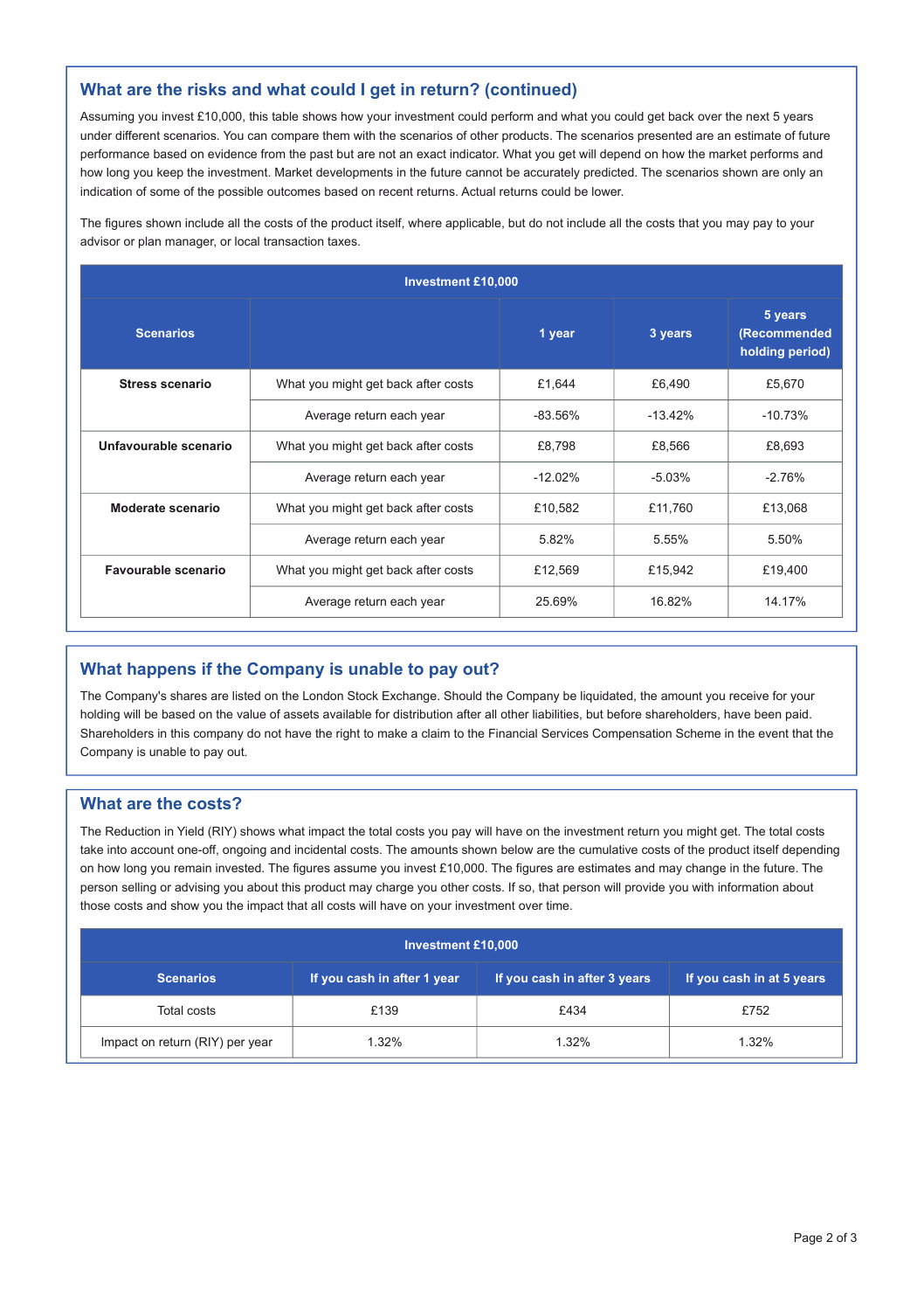## What are the risks and what could I get in return? (continued)

Assuming you invest £10,000, this table shows how your investment could perform and what you could get back over the next 5 years under different scenarios. You can compare them with the scenarios of other products. The scenarios presented are an estimate of future performance based on evidence from the past but are not an exact indicator. What you get will depend on how the market performs and how long you keep the investment. Market developments in the future cannot be accurately predicted. The scenarios shown are only an indication of some of the possible outcomes based on recent returns. Actual returns could be lower.

The figures shown include all the costs of the product itself, where applicable, but do not include all the costs that you may pay to your advisor or plan manager, or local transaction taxes.

| Investment £10,000 | | | | |
|---|---|---|---|---|
| **Scenarios** | | **1 year** | **3 years** | **5 years (Recommended holding period)** |
| **Stress scenario** | What you might get back after costs | £1,644 | £6,490 | £5,670 |
| | Average return each year | -83.56% | -13.42% | -10.73% |
| **Unfavourable scenario** | What you might get back after costs | £8,798 | £8,566 | £8,693 |
| | Average return each year | -12.02% | -5.03% | -2.76% |
| **Moderate scenario** | What you might get back after costs | £10,582 | £11,760 | £13,068 |
| | Average return each year | 5.82% | 5.55% | 5.50% |
| **Favourable scenario** | What you might get back after costs | £12,569 | £15,942 | £19,400 |
| | Average return each year | 25.69% | 16.82% | 14.17% |

## What happens if the Company is unable to pay out?

The Company's shares are listed on the London Stock Exchange. Should the Company be liquidated, the amount you receive for your holding will be based on the value of assets available for distribution after all other liabilities, but before shareholders, have been paid. Shareholders in this company do not have the right to make a claim to the Financial Services Compensation Scheme in the event that the Company is unable to pay out.

## What are the costs?

The Reduction in Yield (RIY) shows what impact the total costs you pay will have on the investment return you might get. The total costs take into account one-off, ongoing and incidental costs. The amounts shown below are the cumulative costs of the product itself depending on how long you remain invested. The figures assume you invest £10,000. The figures are estimates and may change in the future. The person selling or advising you about this product may charge you other costs. If so, that person will provide you with information about those costs and show you the impact that all costs will have on your investment over time.

| Investment £10,000 | | | |
|---|---|---|---|
| **Scenarios** | **If you cash in after 1 year** | **If you cash in after 3 years** | **If you cash in at 5 years** |
| Total costs | £139 | £434 | £752 |
| Impact on return (RIY) per year | 1.32% | 1.32% | 1.32% |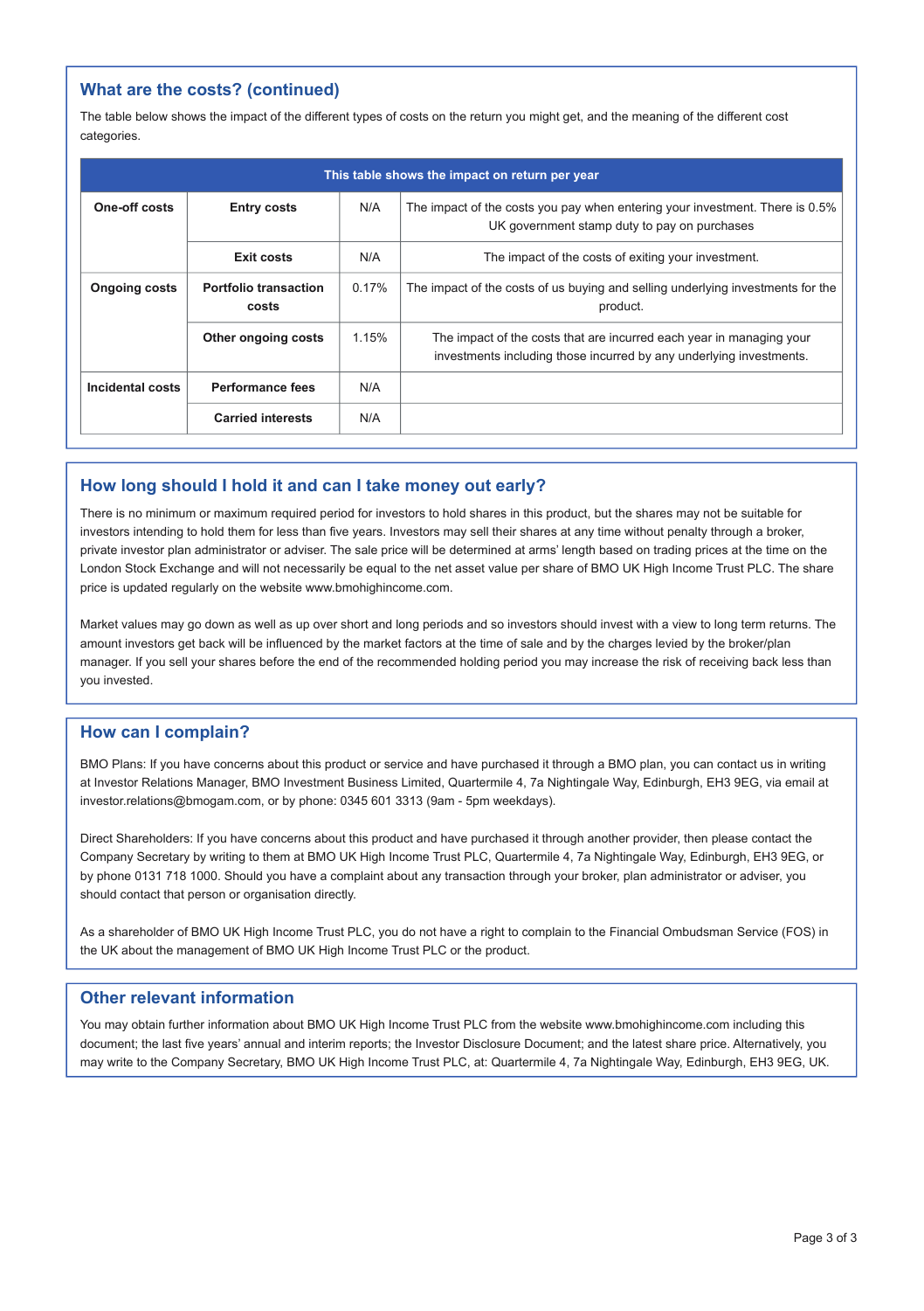## What are the costs? (continued)

The table below shows the impact of the different types of costs on the return you might get, and the meaning of the different cost categories.

| This table shows the impact on return per year | | | |
|---|---|---|---|
| **One-off costs** | **Entry costs** | N/A | The impact of the costs you pay when entering your investment. There is 0.5% UK government stamp duty to pay on purchases |
| | **Exit costs** | N/A | The impact of the costs of exiting your investment. |
| **Ongoing costs** | **Portfolio transaction costs** | 0.17% | The impact of the costs of us buying and selling underlying investments for the product. |
| | **Other ongoing costs** | 1.15% | The impact of the costs that are incurred each year in managing your investments including those incurred by any underlying investments. |
| **Incidental costs** | **Performance fees** | N/A | |
| | **Carried interests** | N/A | |

## How long should I hold it and can I take money out early?

There is no minimum or maximum required period for investors to hold shares in this product, but the shares may not be suitable for investors intending to hold them for less than five years. Investors may sell their shares at any time without penalty through a broker, private investor plan administrator or adviser. The sale price will be determined at arms' length based on trading prices at the time on the London Stock Exchange and will not necessarily be equal to the net asset value per share of BMO UK High Income Trust PLC. The share price is updated regularly on the website www.bmohighincome.com.

Market values may go down as well as up over short and long periods and so investors should invest with a view to long term returns. The amount investors get back will be influenced by the market factors at the time of sale and by the charges levied by the broker/plan manager. If you sell your shares before the end of the recommended holding period you may increase the risk of receiving back less than you invested.

## How can I complain?

BMO Plans: If you have concerns about this product or service and have purchased it through a BMO plan, you can contact us in writing at Investor Relations Manager, BMO Investment Business Limited, Quartermile 4, 7a Nightingale Way, Edinburgh, EH3 9EG, via email at investor.relations@bmogam.com, or by phone: 0345 601 3313 (9am - 5pm weekdays).

Direct Shareholders: If you have concerns about this product and have purchased it through another provider, then please contact the Company Secretary by writing to them at BMO UK High Income Trust PLC, Quartermile 4, 7a Nightingale Way, Edinburgh, EH3 9EG, or by phone 0131 718 1000. Should you have a complaint about any transaction through your broker, plan administrator or adviser, you should contact that person or organisation directly.

As a shareholder of BMO UK High Income Trust PLC, you do not have a right to complain to the Financial Ombudsman Service (FOS) in the UK about the management of BMO UK High Income Trust PLC or the product.

## Other relevant information

You may obtain further information about BMO UK High Income Trust PLC from the website www.bmohighincome.com including this document; the last five years' annual and interim reports; the Investor Disclosure Document; and the latest share price. Alternatively, you may write to the Company Secretary, BMO UK High Income Trust PLC, at: Quartermile 4, 7a Nightingale Way, Edinburgh, EH3 9EG, UK.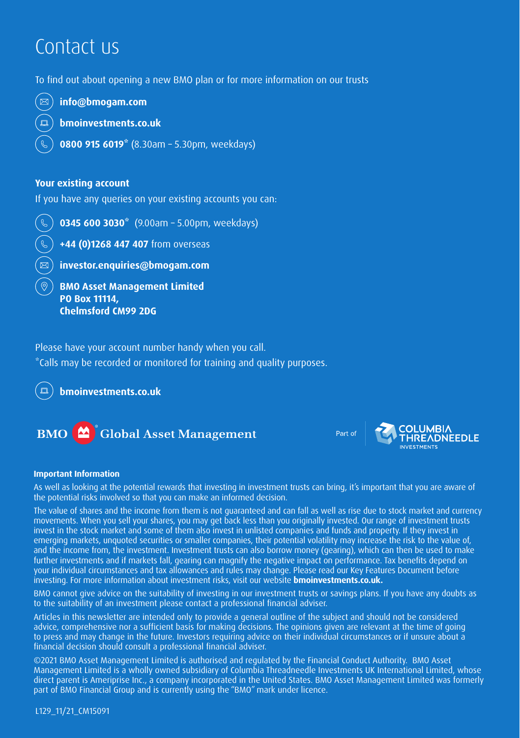# Contact us

To find out about opening a new BMO plan or for more information on our trusts

**info@bmogam.com**

**bmoinvestments.co.uk**

**0800 915 6019*** (8.30am – 5.30pm, weekdays)

**Your existing account**

If you have any queries on your existing accounts you can:

**0345 600 3030*** (9.00am – 5.00pm, weekdays)

**+44 (0)1268 447 407** from overseas

**investor.enquiries@bmogam.com**

**BMO Asset Management Limited**
**PO Box 11114,**
**Chelmsford CM99 2DG**

Please have your account number handy when you call.

*Calls may be recorded or monitored for training and quality purposes.

**bmoinvestments.co.uk**

BMO Global Asset Management

Part of COLUMBIA THREADNEEDLE INVESTMENTS

**Important Information**

As well as looking at the potential rewards that investing in investment trusts can bring, it's important that you are aware of the potential risks involved so that you can make an informed decision.

The value of shares and the income from them is not guaranteed and can fall as well as rise due to stock market and currency movements. When you sell your shares, you may get back less than you originally invested. Our range of investment trusts invest in the stock market and some of them also invest in unlisted companies and funds and property. If they invest in emerging markets, unquoted securities or smaller companies, their potential volatility may increase the risk to the value of, and the income from, the investment. Investment trusts can also borrow money (gearing), which can then be used to make further investments and if markets fall, gearing can magnify the negative impact on performance. Tax benefits depend on your individual circumstances and tax allowances and rules may change. Please read our Key Features Document before investing. For more information about investment risks, visit our website **bmoinvestments.co.uk.**

BMO cannot give advice on the suitability of investing in our investment trusts or savings plans. If you have any doubts as to the suitability of an investment please contact a professional financial adviser.

Articles in this newsletter are intended only to provide a general outline of the subject and should not be considered advice, comprehensive nor a sufficient basis for making decisions. The opinions given are relevant at the time of going to press and may change in the future. Investors requiring advice on their individual circumstances or if unsure about a financial decision should consult a professional financial adviser.

©2021 BMO Asset Management Limited is authorised and regulated by the Financial Conduct Authority. BMO Asset Management Limited is a wholly owned subsidiary of Columbia Threadneedle Investments UK International Limited, whose direct parent is Ameriprise Inc., a company incorporated in the United States. BMO Asset Management Limited was formerly part of BMO Financial Group and is currently using the "BMO" mark under licence.

L129_11/21_CM15091